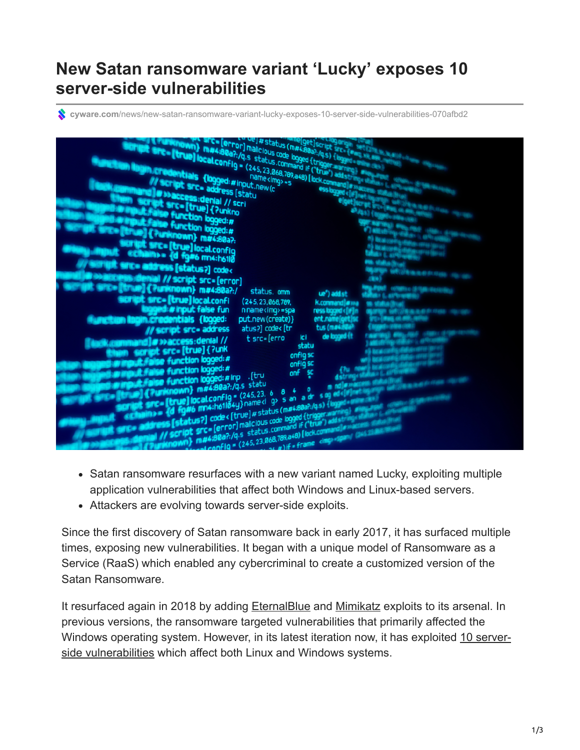# New Satan ransomware variant 'Lucky' exposes 10 server-side vulnerabilities

cyware.com/news/new-satan-ransomware-variant-lucky-exposes-10-server-side-vulnerabilities-070afbd2

- Satan ransomware resurfaces with a new variant named Lucky, exploiting multiple application vulnerabilities that affect both Windows and Linux-based servers.
- Attackers are evolving towards server-side exploits.

Since the first discovery of Satan ransomware back in early 2017, it has surfaced multiple times, exposing new vulnerabilities. It began with a unique model of Ransomware as a Service (RaaS) which enabled any cybercriminal to create a customized version of the Satan Ransomware.

It resurfaced again in 2018 by adding EternalBlue and Mimikatz exploits to its arsenal. In previous versions, the ransomware targeted vulnerabilities that primarily affected the Windows operating system. However, in its latest iteration now, it has exploited 10 server-side vulnerabilities which affect both Linux and Windows systems.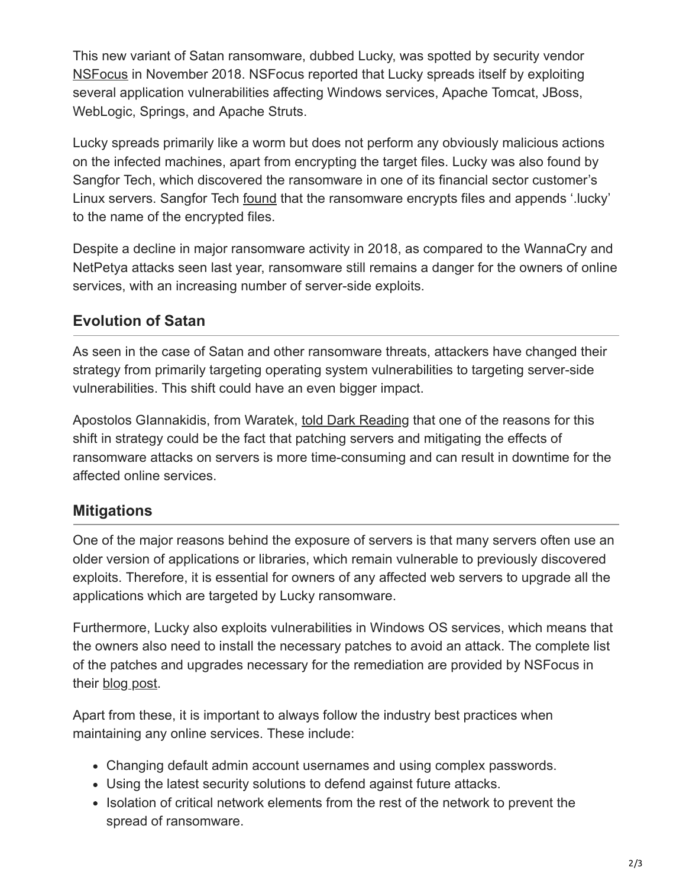This new variant of Satan ransomware, dubbed Lucky, was spotted by security vendor NSFocus in November 2018. NSFocus reported that Lucky spreads itself by exploiting several application vulnerabilities affecting Windows services, Apache Tomcat, JBoss, WebLogic, Springs, and Apache Struts.

Lucky spreads primarily like a worm but does not perform any obviously malicious actions on the infected machines, apart from encrypting the target files. Lucky was also found by Sangfor Tech, which discovered the ransomware in one of its financial sector customer's Linux servers. Sangfor Tech found that the ransomware encrypts files and appends '.lucky' to the name of the encrypted files.

Despite a decline in major ransomware activity in 2018, as compared to the WannaCry and NetPetya attacks seen last year, ransomware still remains a danger for the owners of online services, with an increasing number of server-side exploits.

## Evolution of Satan

As seen in the case of Satan and other ransomware threats, attackers have changed their strategy from primarily targeting operating system vulnerabilities to targeting server-side vulnerabilities. This shift could have an even bigger impact.

Apostolos GIannakidis, from Waratek, told Dark Reading that one of the reasons for this shift in strategy could be the fact that patching servers and mitigating the effects of ransomware attacks on servers is more time-consuming and can result in downtime for the affected online services.

## Mitigations

One of the major reasons behind the exposure of servers is that many servers often use an older version of applications or libraries, which remain vulnerable to previously discovered exploits. Therefore, it is essential for owners of any affected web servers to upgrade all the applications which are targeted by Lucky ransomware.

Furthermore, Lucky also exploits vulnerabilities in Windows OS services, which means that the owners also need to install the necessary patches to avoid an attack. The complete list of the patches and upgrades necessary for the remediation are provided by NSFocus in their blog post.

Apart from these, it is important to always follow the industry best practices when maintaining any online services. These include:

- Changing default admin account usernames and using complex passwords.
- Using the latest security solutions to defend against future attacks.
- Isolation of critical network elements from the rest of the network to prevent the spread of ransomware.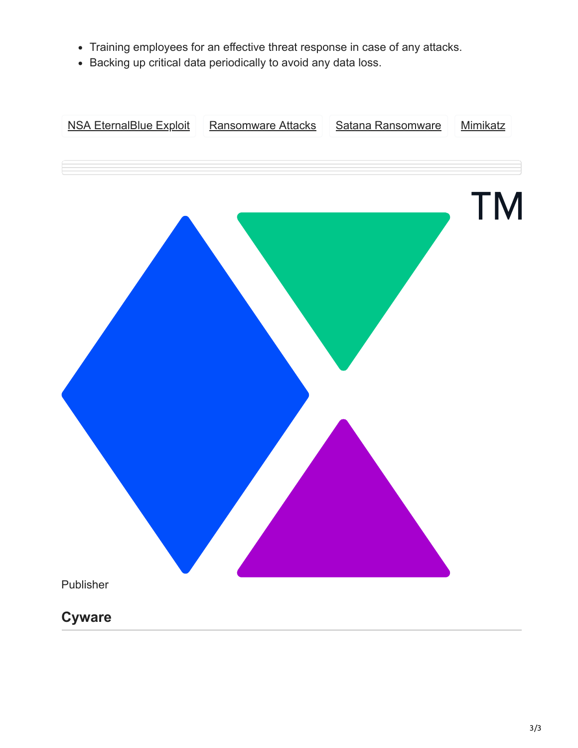- Training employees for an effective threat response in case of any attacks.
- Backing up critical data periodically to avoid any data loss.

NSA EternalBlue Exploit | Ransomware Attacks | Satana Ransomware | Mimikatz

Publisher

## Cyware